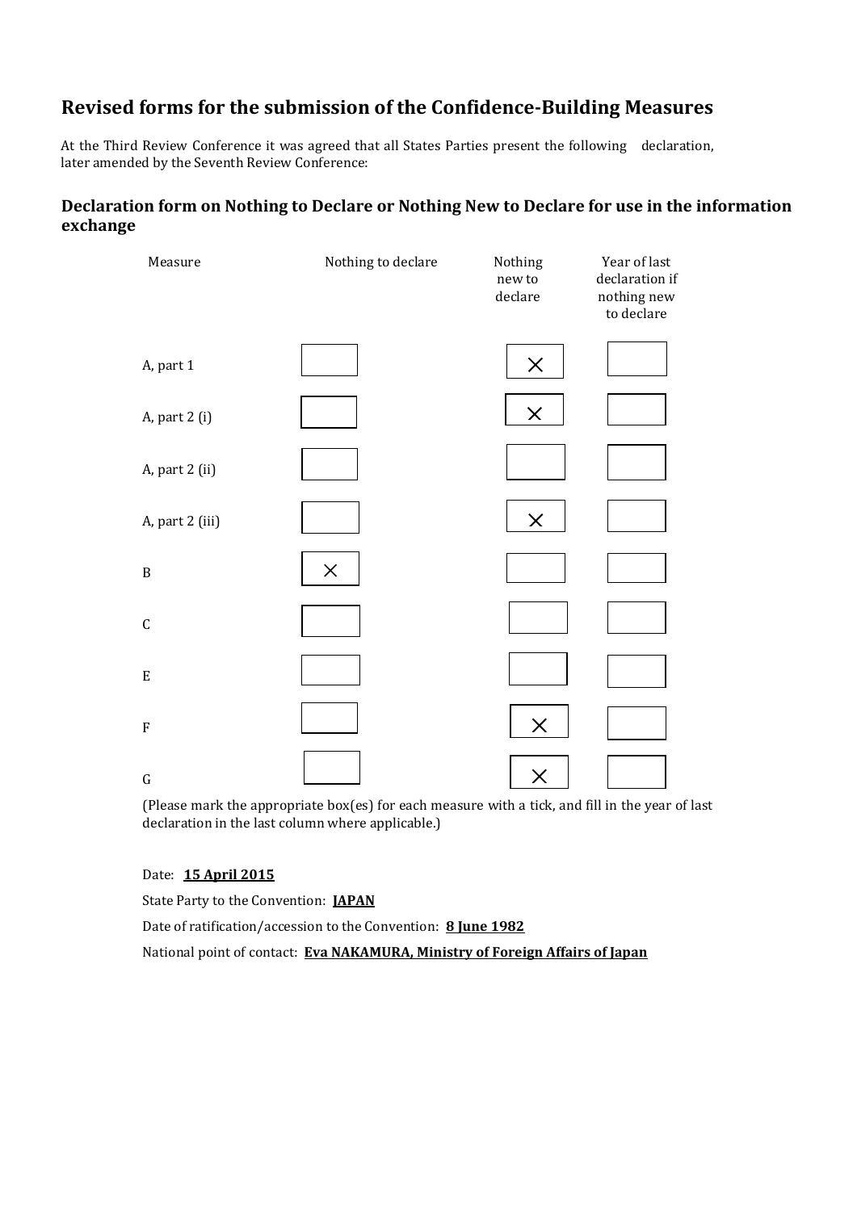## Revised forms for the submission of the Confidence-Building Measures

At the Third Review Conference it was agreed that all States Parties present the following declaration, later amended by the Seventh Review Conference:

### Declaration form on Nothing to Declare or Nothing New to Declare for use in the information exchange

| Measure | Nothing to declare | Nothing new to declare | Year of last declaration if nothing new to declare |
|---|---|---|---|
| A, part 1 | | X | |
| A, part 2 (i) | | X | |
| A, part 2 (ii) | | | |
| A, part 2 (iii) | | X | |
| B | X | | |
| C | | | |
| E | | | |
| F | | X | |
| G | | X | |

(Please mark the appropriate box(es) for each measure with a tick, and fill in the year of last declaration in the last column where applicable.)

Date: **15 April 2015**

State Party to the Convention: **JAPAN**

Date of ratification/accession to the Convention: **8 June 1982**

National point of contact: **Eva NAKAMURA, Ministry of Foreign Affairs of Japan**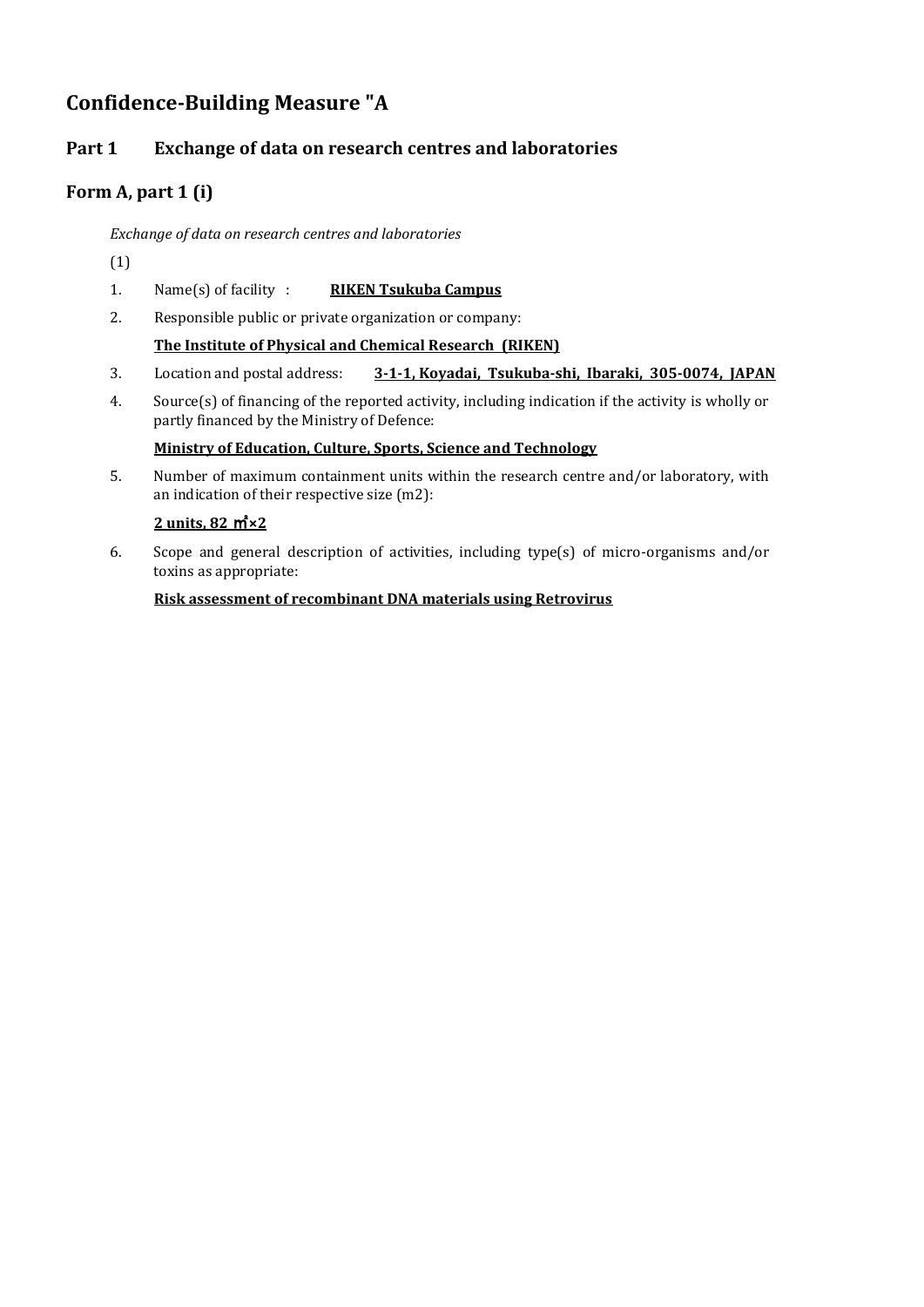# Confidence-Building Measure "A

## Part 1 Exchange of data on research centres and laboratories

## Form A, part 1 (i)

*Exchange of data on research centres and laboratories*

(1)

1. Name(s) of facility : **RIKEN Tsukuba Campus**

2. Responsible public or private organization or company:

   **The Institute of Physical and Chemical Research (RIKEN)**

3. Location and postal address: **3-1-1, Koyadai, Tsukuba-shi, Ibaraki, 305-0074, JAPAN**

4. Source(s) of financing of the reported activity, including indication if the activity is wholly or partly financed by the Ministry of Defence:

   **Ministry of Education, Culture, Sports, Science and Technology**

5. Number of maximum containment units within the research centre and/or laboratory, with an indication of their respective size (m2):

   **2 units, 82 ㎡×2**

6. Scope and general description of activities, including type(s) of micro-organisms and/or toxins as appropriate:

   **Risk assessment of recombinant DNA materials using Retrovirus**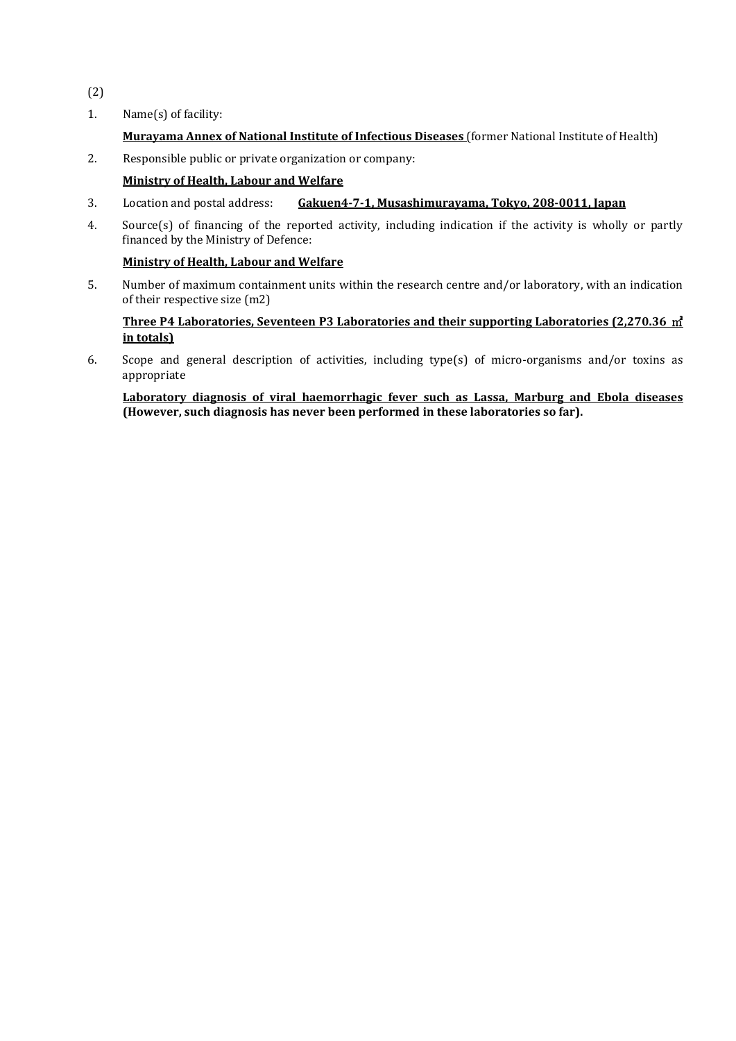(2)

1. Name(s) of facility:

   **Murayama Annex of National Institute of Infectious Diseases** (former National Institute of Health)

2. Responsible public or private organization or company:

   **Ministry of Health, Labour and Welfare**

3. Location and postal address: **Gakuen4-7-1, Musashimurayama, Tokyo, 208-0011, Japan**

4. Source(s) of financing of the reported activity, including indication if the activity is wholly or partly financed by the Ministry of Defence:

   **Ministry of Health, Labour and Welfare**

5. Number of maximum containment units within the research centre and/or laboratory, with an indication of their respective size (m2)

   **Three P4 Laboratories, Seventeen P3 Laboratories and their supporting Laboratories (2,270.36 ㎡ in totals)**

6. Scope and general description of activities, including type(s) of micro-organisms and/or toxins as appropriate

   **Laboratory diagnosis of viral haemorrhagic fever such as Lassa, Marburg and Ebola diseases (However, such diagnosis has never been performed in these laboratories so far).**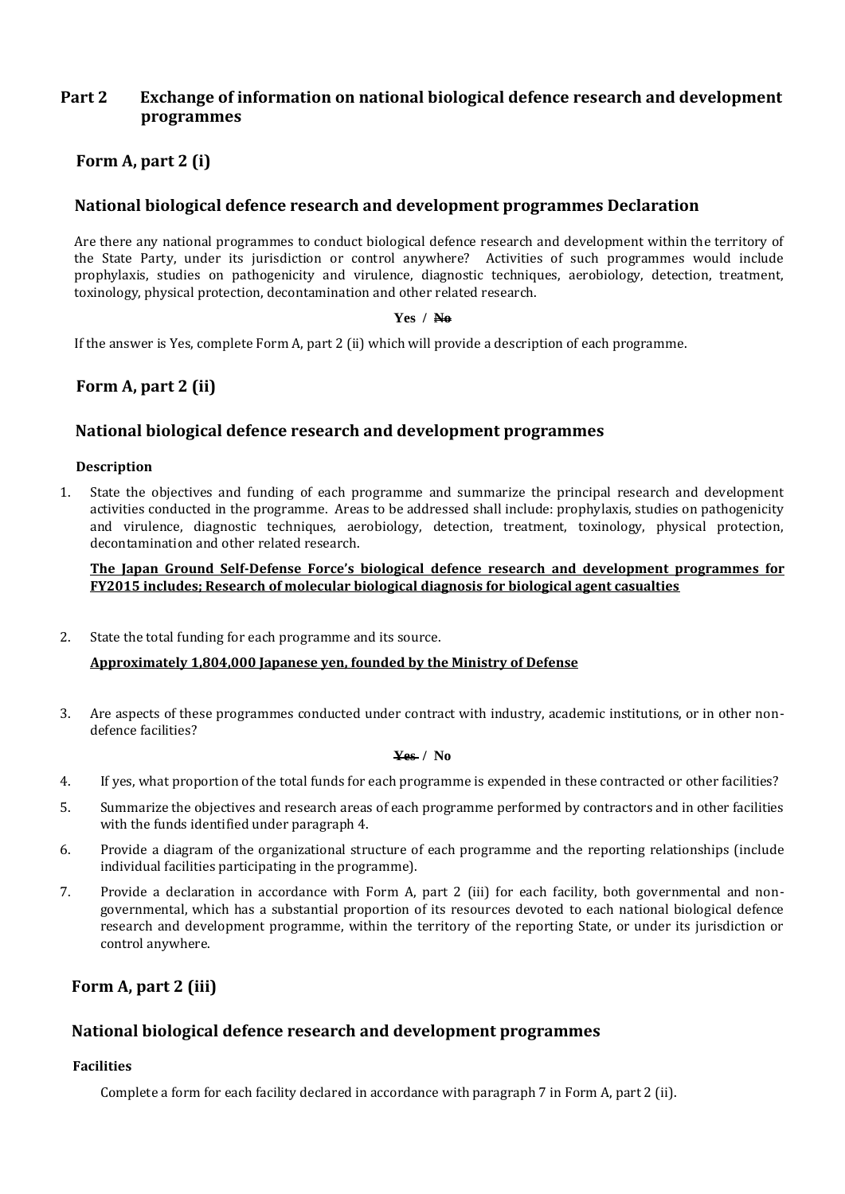## Part 2 Exchange of information on national biological defence research and development programmes

### Form A, part 2 (i)

### National biological defence research and development programmes Declaration

Are there any national programmes to conduct biological defence research and development within the territory of the State Party, under its jurisdiction or control anywhere? Activities of such programmes would include prophylaxis, studies on pathogenicity and virulence, diagnostic techniques, aerobiology, detection, treatment, toxinology, physical protection, decontamination and other related research.

**Yes / ~~No~~**

If the answer is Yes, complete Form A, part 2 (ii) which will provide a description of each programme.

### Form A, part 2 (ii)

### National biological defence research and development programmes

**Description**

1. State the objectives and funding of each programme and summarize the principal research and development activities conducted in the programme. Areas to be addressed shall include: prophylaxis, studies on pathogenicity and virulence, diagnostic techniques, aerobiology, detection, treatment, toxinology, physical protection, decontamination and other related research.

   **The Japan Ground Self-Defense Force's biological defence research and development programmes for FY2015 includes; Research of molecular biological diagnosis for biological agent casualties**

2. State the total funding for each programme and its source.

   **Approximately 1,804,000 Japanese yen, founded by the Ministry of Defense**

3. Are aspects of these programmes conducted under contract with industry, academic institutions, or in other non-defence facilities?

   **~~Yes~~ / No**

4. If yes, what proportion of the total funds for each programme is expended in these contracted or other facilities?
5. Summarize the objectives and research areas of each programme performed by contractors and in other facilities with the funds identified under paragraph 4.
6. Provide a diagram of the organizational structure of each programme and the reporting relationships (include individual facilities participating in the programme).
7. Provide a declaration in accordance with Form A, part 2 (iii) for each facility, both governmental and non-governmental, which has a substantial proportion of its resources devoted to each national biological defence research and development programme, within the territory of the reporting State, or under its jurisdiction or control anywhere.

### Form A, part 2 (iii)

### National biological defence research and development programmes

**Facilities**

Complete a form for each facility declared in accordance with paragraph 7 in Form A, part 2 (ii).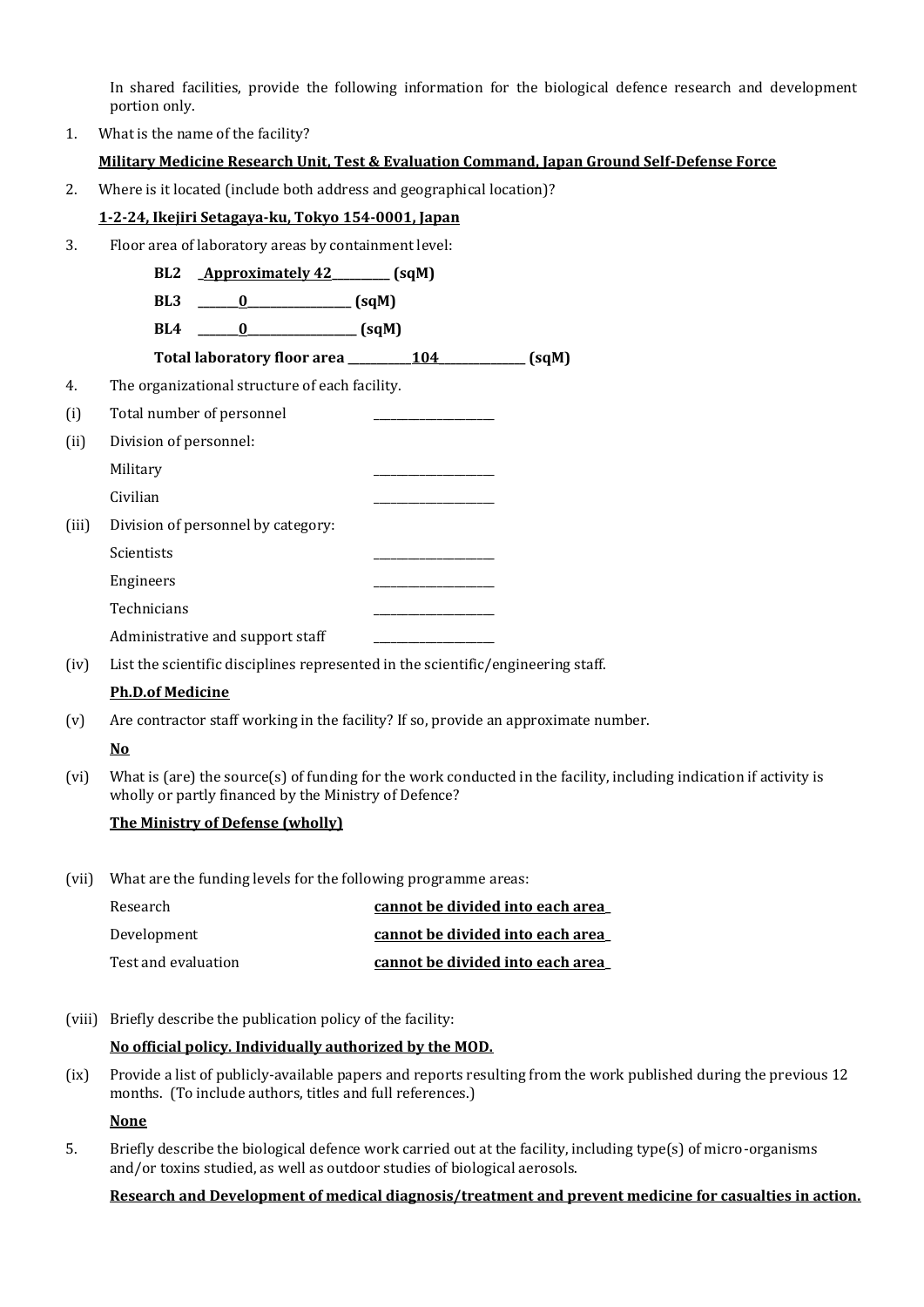In shared facilities, provide the following information for the biological defence research and development portion only.

1. What is the name of the facility?

   **Military Medicine Research Unit, Test & Evaluation Command, Japan Ground Self-Defense Force**

2. Where is it located (include both address and geographical location)?

   **1-2-24, Ikejiri Setagaya-ku, Tokyo 154-0001, Japan**

3. Floor area of laboratory areas by containment level:

   **BL2 _Approximately 42_________ (sqM)**

   **BL3 _______0_________________ (sqM)**

   **BL4 _______0_________________ (sqM)**

   **Total laboratory floor area __________104______________ (sqM)**

4. The organizational structure of each facility.

(i) Total number of personnel ____________________

(ii) Division of personnel:

   Military ____________________

   Civilian ____________________

(iii) Division of personnel by category:

   Scientists ____________________

   Engineers ____________________

   Technicians ____________________

   Administrative and support staff ____________________

(iv) List the scientific disciplines represented in the scientific/engineering staff.

   **Ph.D.of Medicine**

(v) Are contractor staff working in the facility? If so, provide an approximate number.

   **No**

(vi) What is (are) the source(s) of funding for the work conducted in the facility, including indication if activity is wholly or partly financed by the Ministry of Defence?

   **The Ministry of Defense (wholly)**

(vii) What are the funding levels for the following programme areas:

   Research **cannot be divided into each area_**

   Development **cannot be divided into each area_**

   Test and evaluation **cannot be divided into each area_**

(viii) Briefly describe the publication policy of the facility:

   **No official policy. Individually authorized by the MOD.**

(ix) Provide a list of publicly-available papers and reports resulting from the work published during the previous 12 months. (To include authors, titles and full references.)

   **None**

5. Briefly describe the biological defence work carried out at the facility, including type(s) of micro-organisms and/or toxins studied, as well as outdoor studies of biological aerosols.

   **Research and Development of medical diagnosis/treatment and prevent medicine for casualties in action.**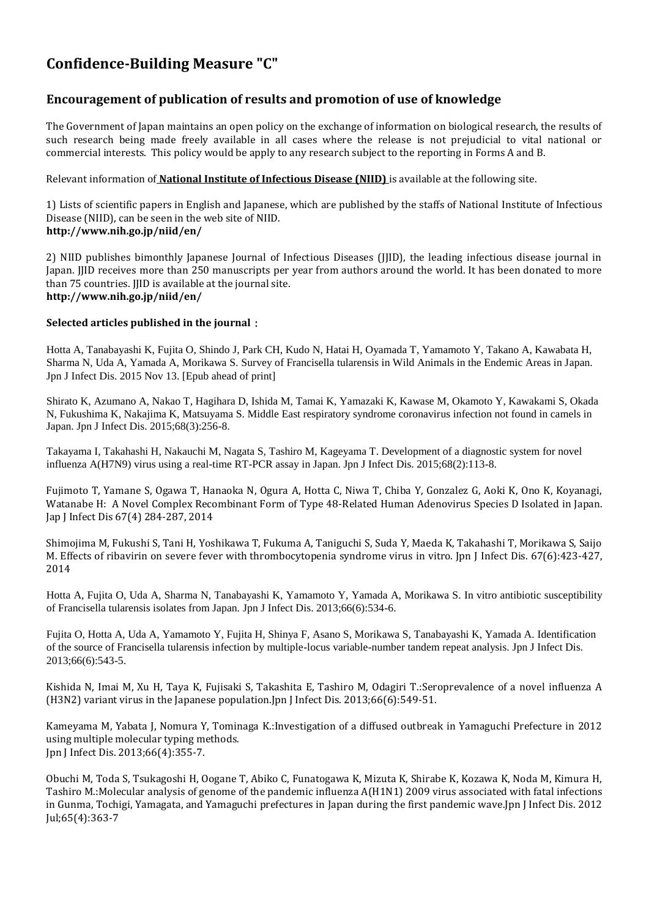# Confidence-Building Measure "C"

## Encouragement of publication of results and promotion of use of knowledge

The Government of Japan maintains an open policy on the exchange of information on biological research, the results of such research being made freely available in all cases where the release is not prejudicial to vital national or commercial interests. This policy would be apply to any research subject to the reporting in Forms A and B.

Relevant information of **National Institute of Infectious Disease (NIID)** is available at the following site.

1) Lists of scientific papers in English and Japanese, which are published by the staffs of National Institute of Infectious Disease (NIID), can be seen in the web site of NIID.
**http://www.nih.go.jp/niid/en/**

2) NIID publishes bimonthly Japanese Journal of Infectious Diseases (JJID), the leading infectious disease journal in Japan. JJID receives more than 250 manuscripts per year from authors around the world. It has been donated to more than 75 countries. JJID is available at the journal site.
**http://www.nih.go.jp/niid/en/**

**Selected articles published in the journal：**

Hotta A, Tanabayashi K, Fujita O, Shindo J, Park CH, Kudo N, Hatai H, Oyamada T, Yamamoto Y, Takano A, Kawabata H, Sharma N, Uda A, Yamada A, Morikawa S. Survey of Francisella tularensis in Wild Animals in the Endemic Areas in Japan. Jpn J Infect Dis. 2015 Nov 13. [Epub ahead of print]

Shirato K, Azumano A, Nakao T, Hagihara D, Ishida M, Tamai K, Yamazaki K, Kawase M, Okamoto Y, Kawakami S, Okada N, Fukushima K, Nakajima K, Matsuyama S. Middle East respiratory syndrome coronavirus infection not found in camels in Japan. Jpn J Infect Dis. 2015;68(3):256-8.

Takayama I, Takahashi H, Nakauchi M, Nagata S, Tashiro M, Kageyama T. Development of a diagnostic system for novel influenza A(H7N9) virus using a real-time RT-PCR assay in Japan. Jpn J Infect Dis. 2015;68(2):113-8.

Fujimoto T, Yamane S, Ogawa T, Hanaoka N, Ogura A, Hotta C, Niwa T, Chiba Y, Gonzalez G, Aoki K, Ono K, Koyanagi, Watanabe H: A Novel Complex Recombinant Form of Type 48-Related Human Adenovirus Species D Isolated in Japan. Jap J Infect Dis 67(4) 284-287, 2014

Shimojima M, Fukushi S, Tani H, Yoshikawa T, Fukuma A, Taniguchi S, Suda Y, Maeda K, Takahashi T, Morikawa S, Saijo M. Effects of ribavirin on severe fever with thrombocytopenia syndrome virus in vitro. Jpn J Infect Dis. 67(6):423-427, 2014

Hotta A, Fujita O, Uda A, Sharma N, Tanabayashi K, Yamamoto Y, Yamada A, Morikawa S. In vitro antibiotic susceptibility of Francisella tularensis isolates from Japan. Jpn J Infect Dis. 2013;66(6):534-6.

Fujita O, Hotta A, Uda A, Yamamoto Y, Fujita H, Shinya F, Asano S, Morikawa S, Tanabayashi K, Yamada A. Identification of the source of Francisella tularensis infection by multiple-locus variable-number tandem repeat analysis. Jpn J Infect Dis. 2013;66(6):543-5.

Kishida N, Imai M, Xu H, Taya K, Fujisaki S, Takashita E, Tashiro M, Odagiri T.:Seroprevalence of a novel influenza A (H3N2) variant virus in the Japanese population.Jpn J Infect Dis. 2013;66(6):549-51.

Kameyama M, Yabata J, Nomura Y, Tominaga K.:Investigation of a diffused outbreak in Yamaguchi Prefecture in 2012 using multiple molecular typing methods.
Jpn J Infect Dis. 2013;66(4):355-7.

Obuchi M, Toda S, Tsukagoshi H, Oogane T, Abiko C, Funatogawa K, Mizuta K, Shirabe K, Kozawa K, Noda M, Kimura H, Tashiro M.:Molecular analysis of genome of the pandemic influenza A(H1N1) 2009 virus associated with fatal infections in Gunma, Tochigi, Yamagata, and Yamaguchi prefectures in Japan during the first pandemic wave.Jpn J Infect Dis. 2012 Jul;65(4):363-7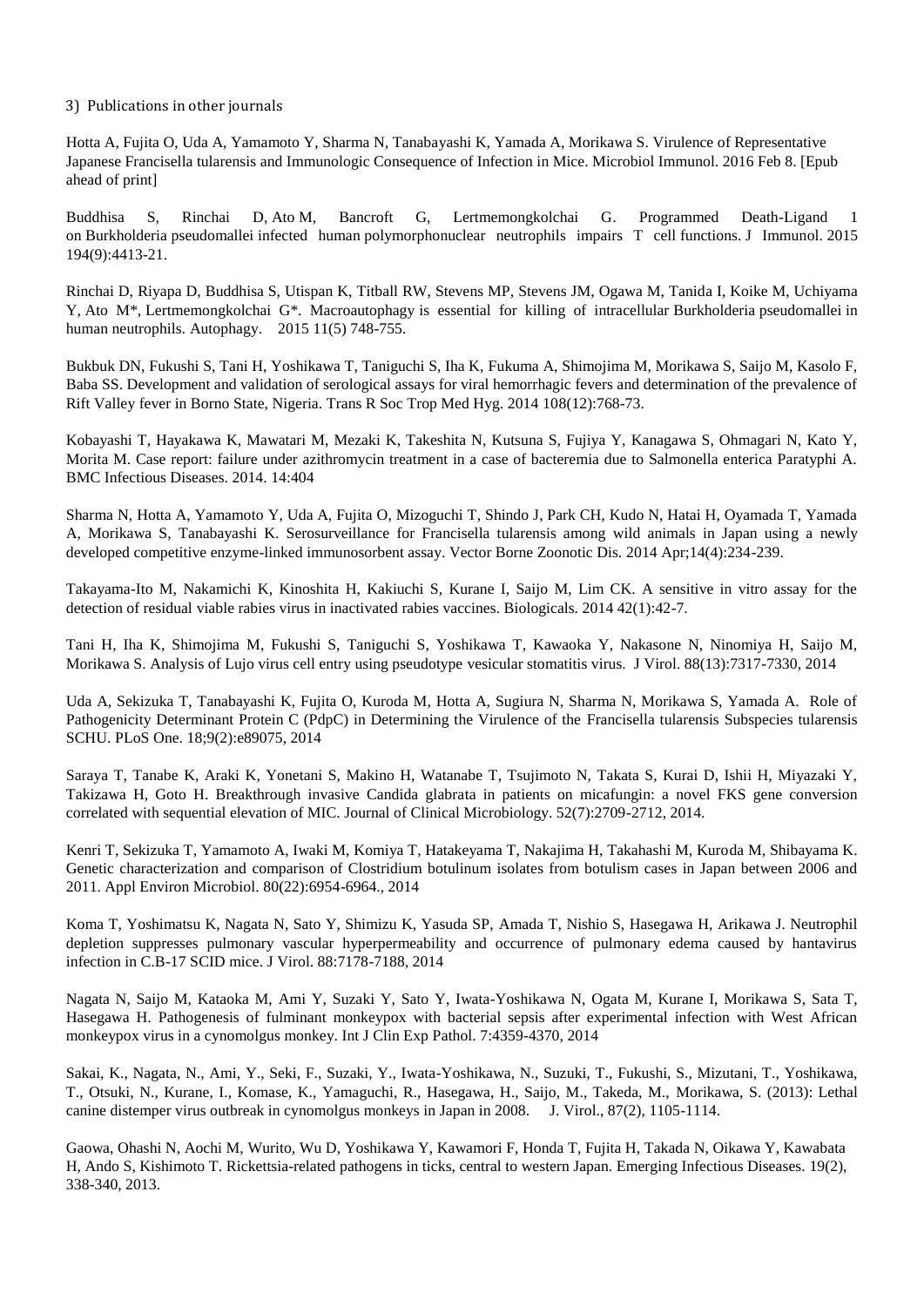3) Publications in other journals

Hotta A, Fujita O, Uda A, Yamamoto Y, Sharma N, Tanabayashi K, Yamada A, Morikawa S. Virulence of Representative Japanese Francisella tularensis and Immunologic Consequence of Infection in Mice. Microbiol Immunol. 2016 Feb 8. [Epub ahead of print]

Buddhisa S, Rinchai D, Ato M, Bancroft G, Lertmemongkolchai G. Programmed Death-Ligand 1 on Burkholderia pseudomallei infected human polymorphonuclear neutrophils impairs T cell functions. J Immunol. 2015 194(9):4413-21.

Rinchai D, Riyapa D, Buddhisa S, Utispan K, Titball RW, Stevens MP, Stevens JM, Ogawa M, Tanida I, Koike M, Uchiyama Y, Ato M*, Lertmemongkolchai G*. Macroautophagy is essential for killing of intracellular Burkholderia pseudomallei in human neutrophils. Autophagy. 2015 11(5) 748-755.

Bukbuk DN, Fukushi S, Tani H, Yoshikawa T, Taniguchi S, Iha K, Fukuma A, Shimojima M, Morikawa S, Saijo M, Kasolo F, Baba SS. Development and validation of serological assays for viral hemorrhagic fevers and determination of the prevalence of Rift Valley fever in Borno State, Nigeria. Trans R Soc Trop Med Hyg. 2014 108(12):768-73.

Kobayashi T, Hayakawa K, Mawatari M, Mezaki K, Takeshita N, Kutsuna S, Fujiya Y, Kanagawa S, Ohmagari N, Kato Y, Morita M. Case report: failure under azithromycin treatment in a case of bacteremia due to Salmonella enterica Paratyphi A. BMC Infectious Diseases. 2014. 14:404

Sharma N, Hotta A, Yamamoto Y, Uda A, Fujita O, Mizoguchi T, Shindo J, Park CH, Kudo N, Hatai H, Oyamada T, Yamada A, Morikawa S, Tanabayashi K. Serosurveillance for Francisella tularensis among wild animals in Japan using a newly developed competitive enzyme-linked immunosorbent assay. Vector Borne Zoonotic Dis. 2014 Apr;14(4):234-239.

Takayama-Ito M, Nakamichi K, Kinoshita H, Kakiuchi S, Kurane I, Saijo M, Lim CK. A sensitive in vitro assay for the detection of residual viable rabies virus in inactivated rabies vaccines. Biologicals. 2014 42(1):42-7.

Tani H, Iha K, Shimojima M, Fukushi S, Taniguchi S, Yoshikawa T, Kawaoka Y, Nakasone N, Ninomiya H, Saijo M, Morikawa S. Analysis of Lujo virus cell entry using pseudotype vesicular stomatitis virus. J Virol. 88(13):7317-7330, 2014

Uda A, Sekizuka T, Tanabayashi K, Fujita O, Kuroda M, Hotta A, Sugiura N, Sharma N, Morikawa S, Yamada A. Role of Pathogenicity Determinant Protein C (PdpC) in Determining the Virulence of the Francisella tularensis Subspecies tularensis SCHU. PLoS One. 18;9(2):e89075, 2014

Saraya T, Tanabe K, Araki K, Yonetani S, Makino H, Watanabe T, Tsujimoto N, Takata S, Kurai D, Ishii H, Miyazaki Y, Takizawa H, Goto H. Breakthrough invasive Candida glabrata in patients on micafungin: a novel FKS gene conversion correlated with sequential elevation of MIC. Journal of Clinical Microbiology. 52(7):2709-2712, 2014.

Kenri T, Sekizuka T, Yamamoto A, Iwaki M, Komiya T, Hatakeyama T, Nakajima H, Takahashi M, Kuroda M, Shibayama K. Genetic characterization and comparison of Clostridium botulinum isolates from botulism cases in Japan between 2006 and 2011. Appl Environ Microbiol. 80(22):6954-6964., 2014

Koma T, Yoshimatsu K, Nagata N, Sato Y, Shimizu K, Yasuda SP, Amada T, Nishio S, Hasegawa H, Arikawa J. Neutrophil depletion suppresses pulmonary vascular hyperpermeability and occurrence of pulmonary edema caused by hantavirus infection in C.B-17 SCID mice. J Virol. 88:7178-7188, 2014

Nagata N, Saijo M, Kataoka M, Ami Y, Suzaki Y, Sato Y, Iwata-Yoshikawa N, Ogata M, Kurane I, Morikawa S, Sata T, Hasegawa H. Pathogenesis of fulminant monkeypox with bacterial sepsis after experimental infection with West African monkeypox virus in a cynomolgus monkey. Int J Clin Exp Pathol. 7:4359-4370, 2014

Sakai, K., Nagata, N., Ami, Y., Seki, F., Suzaki, Y., Iwata-Yoshikawa, N., Suzuki, T., Fukushi, S., Mizutani, T., Yoshikawa, T., Otsuki, N., Kurane, I., Komase, K., Yamaguchi, R., Hasegawa, H., Saijo, M., Takeda, M., Morikawa, S. (2013): Lethal canine distemper virus outbreak in cynomolgus monkeys in Japan in 2008. J. Virol., 87(2), 1105-1114.

Gaowa, Ohashi N, Aochi M, Wurito, Wu D, Yoshikawa Y, Kawamori F, Honda T, Fujita H, Takada N, Oikawa Y, Kawabata H, Ando S, Kishimoto T. Rickettsia-related pathogens in ticks, central to western Japan. Emerging Infectious Diseases. 19(2), 338-340, 2013.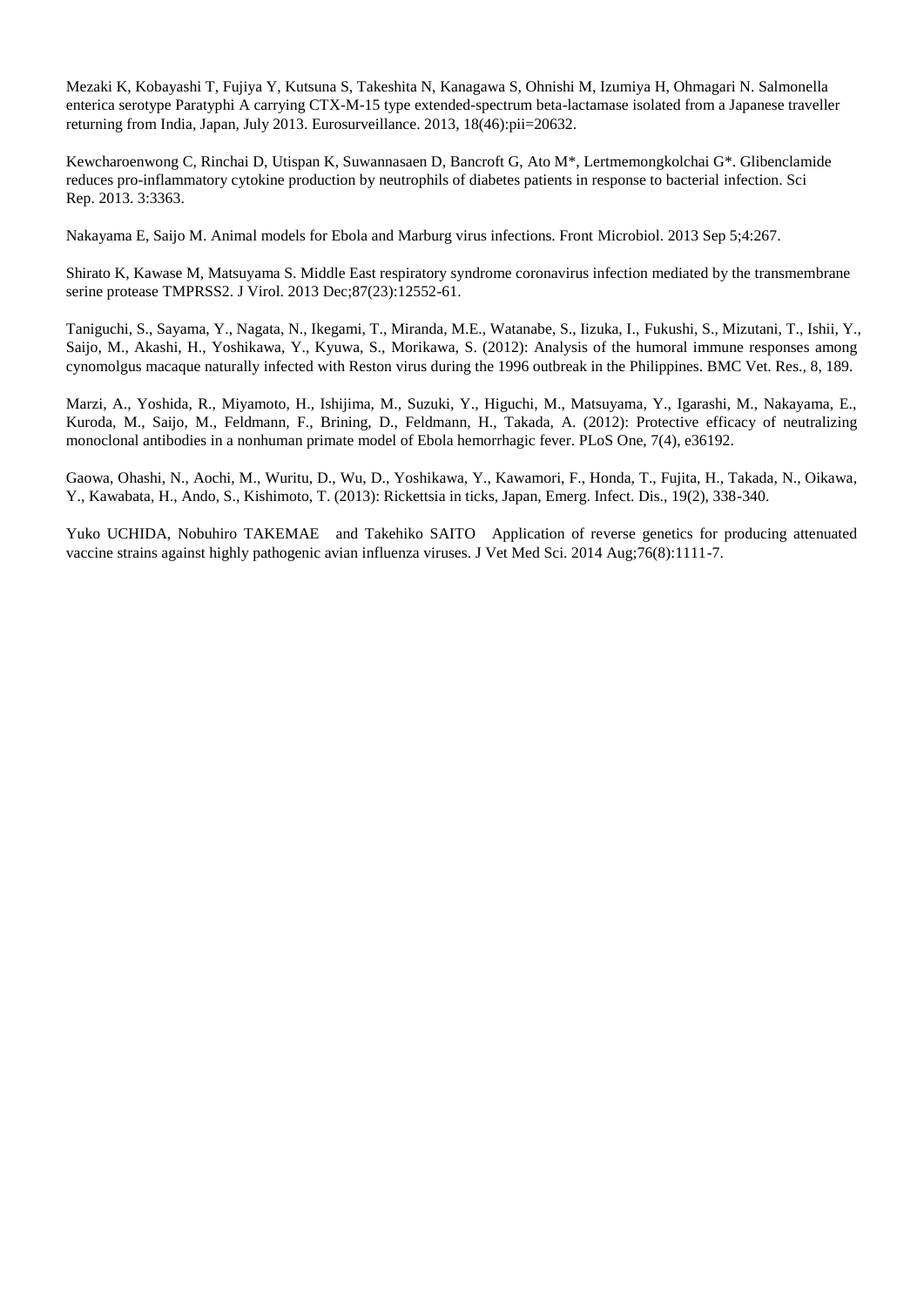Mezaki K, Kobayashi T, Fujiya Y, Kutsuna S, Takeshita N, Kanagawa S, Ohnishi M, Izumiya H, Ohmagari N. Salmonella enterica serotype Paratyphi A carrying CTX-M-15 type extended-spectrum beta-lactamase isolated from a Japanese traveller returning from India, Japan, July 2013. Eurosurveillance. 2013, 18(46):pii=20632.

Kewcharoenwong C, Rinchai D, Utispan K, Suwannasaen D, Bancroft G, Ato M*, Lertmemongkolchai G*. Glibenclamide reduces pro-inflammatory cytokine production by neutrophils of diabetes patients in response to bacterial infection. Sci Rep. 2013. 3:3363.

Nakayama E, Saijo M. Animal models for Ebola and Marburg virus infections. Front Microbiol. 2013 Sep 5;4:267.

Shirato K, Kawase M, Matsuyama S. Middle East respiratory syndrome coronavirus infection mediated by the transmembrane serine protease TMPRSS2. J Virol. 2013 Dec;87(23):12552-61.

Taniguchi, S., Sayama, Y., Nagata, N., Ikegami, T., Miranda, M.E., Watanabe, S., Iizuka, I., Fukushi, S., Mizutani, T., Ishii, Y., Saijo, M., Akashi, H., Yoshikawa, Y., Kyuwa, S., Morikawa, S. (2012): Analysis of the humoral immune responses among cynomolgus macaque naturally infected with Reston virus during the 1996 outbreak in the Philippines. BMC Vet. Res., 8, 189.

Marzi, A., Yoshida, R., Miyamoto, H., Ishijima, M., Suzuki, Y., Higuchi, M., Matsuyama, Y., Igarashi, M., Nakayama, E., Kuroda, M., Saijo, M., Feldmann, F., Brining, D., Feldmann, H., Takada, A. (2012): Protective efficacy of neutralizing monoclonal antibodies in a nonhuman primate model of Ebola hemorrhagic fever. PLoS One, 7(4), e36192.

Gaowa, Ohashi, N., Aochi, M., Wuritu, D., Wu, D., Yoshikawa, Y., Kawamori, F., Honda, T., Fujita, H., Takada, N., Oikawa, Y., Kawabata, H., Ando, S., Kishimoto, T. (2013): Rickettsia in ticks, Japan, Emerg. Infect. Dis., 19(2), 338-340.

Yuko UCHIDA, Nobuhiro TAKEMAE and Takehiko SAITO Application of reverse genetics for producing attenuated vaccine strains against highly pathogenic avian influenza viruses. J Vet Med Sci. 2014 Aug;76(8):1111-7.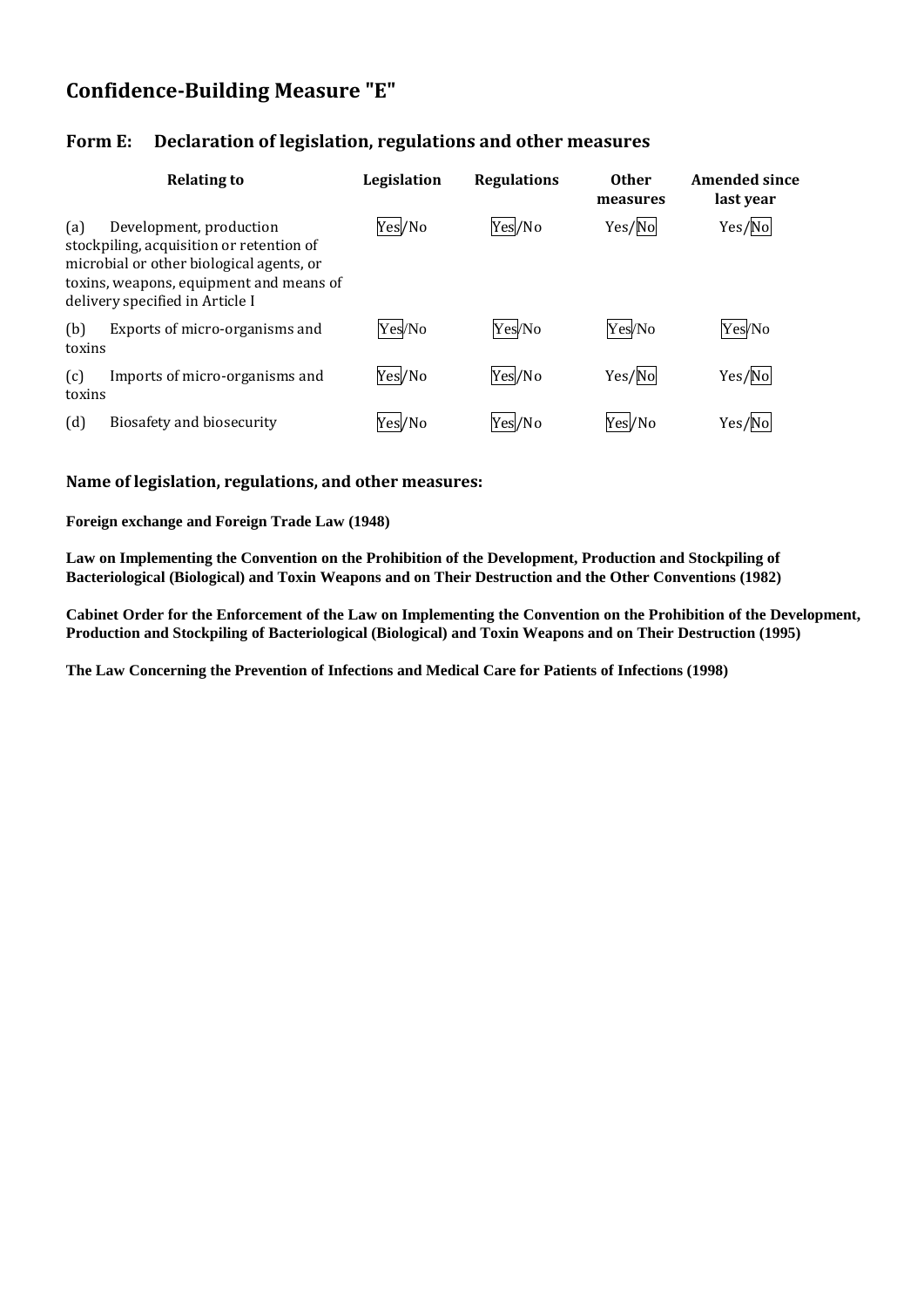# Confidence-Building Measure "E"

## Form E: Declaration of legislation, regulations and other measures

| Relating to | Legislation | Regulations | Other measures | Amended since last year |
|---|---|---|---|---|
| (a) Development, production stockpiling, acquisition or retention of microbial or other biological agents, or toxins, weapons, equipment and means of delivery specified in Article I | [Yes]/No | [Yes]/No | Yes/[No] | Yes/[No] |
| (b) Exports of micro-organisms and toxins | [Yes]/No | [Yes]/No | [Yes]/No | [Yes]/No |
| (c) Imports of micro-organisms and toxins | [Yes]/No | [Yes]/No | Yes/[No] | Yes/[No] |
| (d) Biosafety and biosecurity | [Yes]/No | [Yes]/No | [Yes]/No | Yes/[No] |

### Name of legislation, regulations, and other measures:

**Foreign exchange and Foreign Trade Law (1948)**

**Law on Implementing the Convention on the Prohibition of the Development, Production and Stockpiling of Bacteriological (Biological) and Toxin Weapons and on Their Destruction and the Other Conventions (1982)**

**Cabinet Order for the Enforcement of the Law on Implementing the Convention on the Prohibition of the Development, Production and Stockpiling of Bacteriological (Biological) and Toxin Weapons and on Their Destruction (1995)**

**The Law Concerning the Prevention of Infections and Medical Care for Patients of Infections (1998)**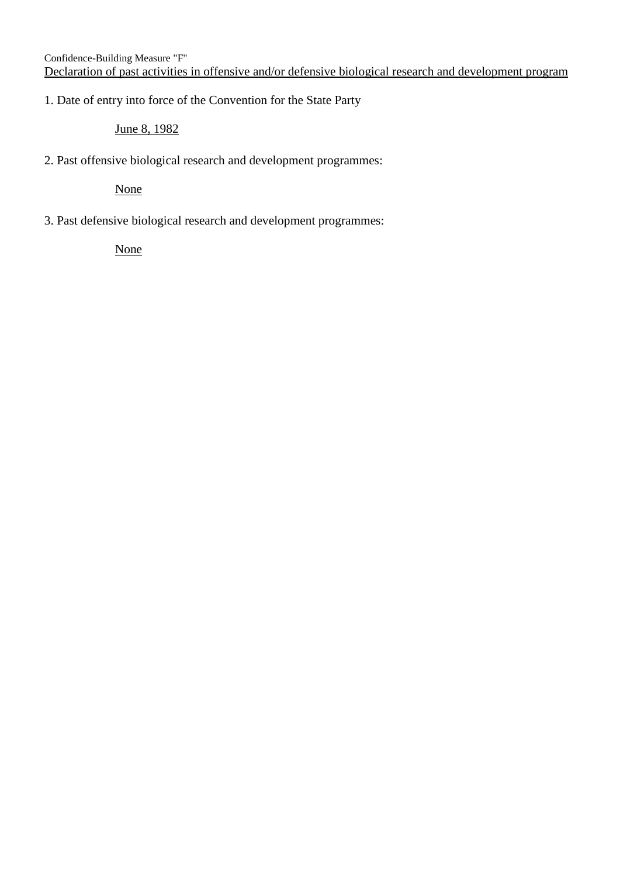Confidence-Building Measure "F"

Declaration of past activities in offensive and/or defensive biological research and development program

1. Date of entry into force of the Convention for the State Party

   June 8, 1982

2. Past offensive biological research and development programmes:

   None

3. Past defensive biological research and development programmes:

   None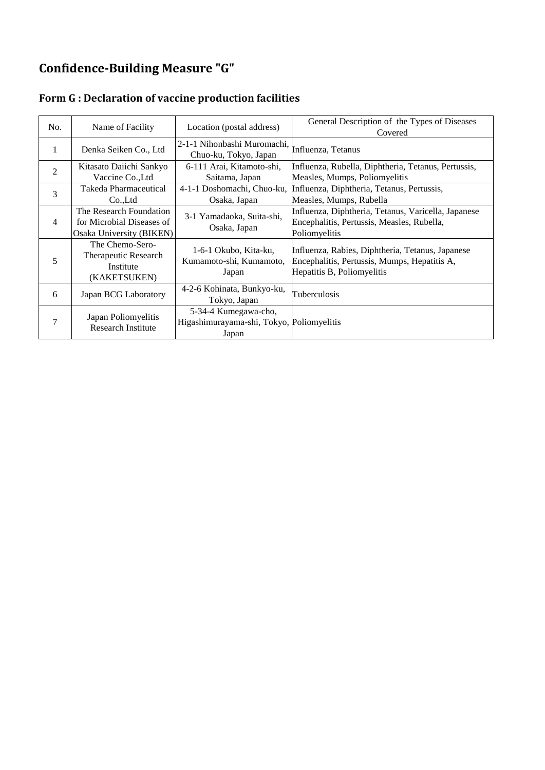# Confidence-Building Measure "G"

## Form G : Declaration of vaccine production facilities

| No. | Name of Facility | Location (postal address) | General Description of the Types of Diseases Covered |
|---|---|---|---|
| 1 | Denka Seiken Co., Ltd | 2-1-1 Nihonbashi Muromachi, Chuo-ku, Tokyo, Japan | Influenza, Tetanus |
| 2 | Kitasato Daiichi Sankyo Vaccine Co.,Ltd | 6-111 Arai, Kitamoto-shi, Saitama, Japan | Influenza, Rubella, Diphtheria, Tetanus, Pertussis, Measles, Mumps, Poliomyelitis |
| 3 | Takeda Pharmaceutical Co.,Ltd | 4-1-1 Doshomachi, Chuo-ku, Osaka, Japan | Influenza, Diphtheria, Tetanus, Pertussis, Measles, Mumps, Rubella |
| 4 | The Research Foundation for Microbial Diseases of Osaka University (BIKEN) | 3-1 Yamadaoka, Suita-shi, Osaka, Japan | Influenza, Diphtheria, Tetanus, Varicella, Japanese Encephalitis, Pertussis, Measles, Rubella, Poliomyelitis |
| 5 | The Chemo-Sero-Therapeutic Research Institute (KAKETSUKEN) | 1-6-1 Okubo, Kita-ku, Kumamoto-shi, Kumamoto, Japan | Influenza, Rabies, Diphtheria, Tetanus, Japanese Encephalitis, Pertussis, Mumps, Hepatitis A, Hepatitis B, Poliomyelitis |
| 6 | Japan BCG Laboratory | 4-2-6 Kohinata, Bunkyo-ku, Tokyo, Japan | Tuberculosis |
| 7 | Japan Poliomyelitis Research Institute | 5-34-4 Kumegawa-cho, Higashimurayama-shi, Tokyo, Japan | Poliomyelitis |